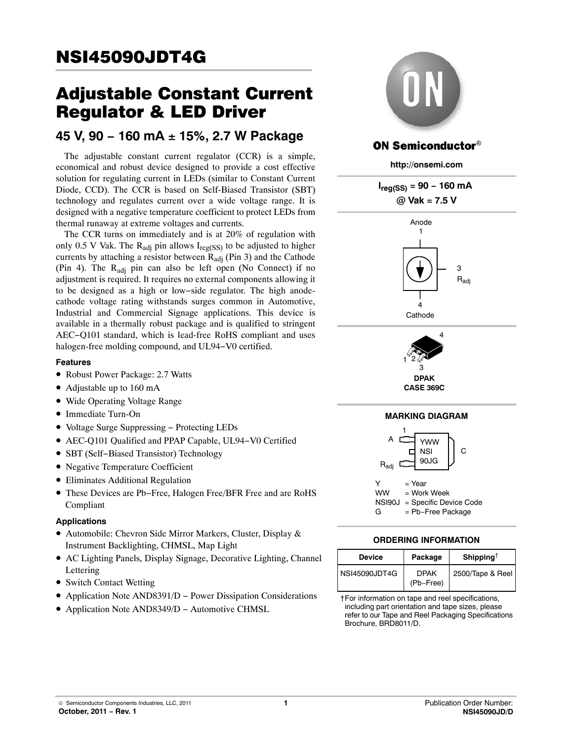# NSI45090JDT4G

# Adjustable Constant Current Regulator & LED Driver

## 45 V, 90 − 160 mA ± 15%, 2.7 W Package

The adjustable constant current regulator (CCR) is a simple, economical and robust device designed to provide a cost effective solution for regulating current in LEDs (similar to Constant Current Diode, CCD). The CCR is based on Self-Biased Transistor (SBT) technology and regulates current over a wide voltage range. It is designed with a negative temperature coefficient to protect LEDs from thermal runaway at extreme voltages and currents.

The CCR turns on immediately and is at 20% of regulation with only 0.5 V Vak. The $R_{adj}$ pin allows $I_{reg(SS)}$ to be adjusted to higher currents by attaching a resistor between $R_{adj}$ (Pin 3) and the Cathode (Pin 4). The $R_{adj}$ pin can also be left open (No Connect) if no adjustment is required. It requires no external components allowing it to be designed as a high or low−side regulator. The high anode-cathode voltage rating withstands surges common in Automotive, Industrial and Commercial Signage applications. This device is available in a thermally robust package and is qualified to stringent AEC−Q101 standard, which is lead-free RoHS compliant and uses halogen-free molding compound, and UL94−V0 certified.

### Features

- Robust Power Package: 2.7 Watts
- Adjustable up to 160 mA
- Wide Operating Voltage Range
- Immediate Turn-On
- Voltage Surge Suppressing − Protecting LEDs
- AEC-Q101 Qualified and PPAP Capable, UL94−V0 Certified
- SBT (Self−Biased Transistor) Technology
- Negative Temperature Coefficient
- Eliminates Additional Regulation
- These Devices are Pb−Free, Halogen Free/BFR Free and are RoHS Compliant

### Applications

- Automobile: Chevron Side Mirror Markers, Cluster, Display & Instrument Backlighting, CHMSL, Map Light
- AC Lighting Panels, Display Signage, Decorative Lighting, Channel Lettering
- Switch Contact Wetting
- Application Note AND8391/D − Power Dissipation Considerations
- Application Note AND8349/D − Automotive CHMSL

**ON Semiconductor®**

**http://onsemi.com**

**$I_{reg(SS)}$ = 90 − 160 mA**
**@ Vak = 7.5 V**

Anode 1

3 $R_{adj}$

4 Cathode

DPAK
CASE 369C

### MARKING DIAGRAM

A, $R_{adj}$, C

YWW
NSI
90JG

Y = Year
WW = Work Week
NSI90J = Specific Device Code
G = Pb−Free Package

### ORDERING INFORMATION

| Device | Package | Shipping† |
|---|---|---|
| NSI45090JDT4G | DPAK (Pb−Free) | 2500/Tape & Reel |

†For information on tape and reel specifications, including part orientation and tape sizes, please refer to our Tape and Reel Packaging Specifications Brochure, BRD8011/D.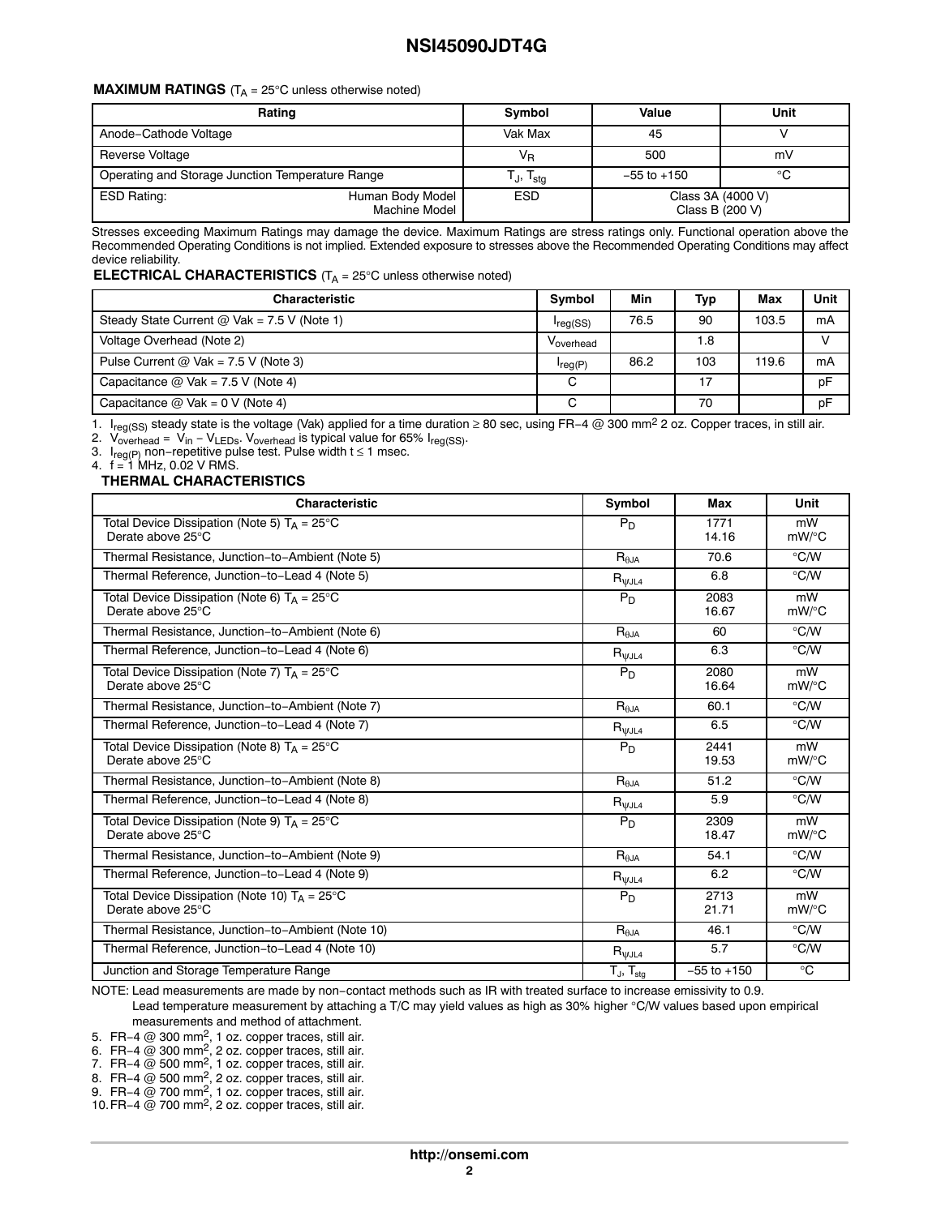**MAXIMUM RATINGS** ($T_A$ = 25°C unless otherwise noted)

| Rating | | Symbol | Value | Unit |
|---|---|---|---|---|
| Anode−Cathode Voltage | | Vak Max | 45 | V |
| Reverse Voltage | | $V_R$ | 500 | mV |
| Operating and Storage Junction Temperature Range | | $T_J$, $T_{stg}$ | −55 to +150 | °C |
| ESD Rating: | Human Body Model<br>Machine Model | ESD | Class 3A (4000 V)<br>Class B (200 V) | |

Stresses exceeding Maximum Ratings may damage the device. Maximum Ratings are stress ratings only. Functional operation above the Recommended Operating Conditions is not implied. Extended exposure to stresses above the Recommended Operating Conditions may affect device reliability.

**ELECTRICAL CHARACTERISTICS** ($T_A$ = 25°C unless otherwise noted)

| Characteristic | Symbol | Min | Typ | Max | Unit |
|---|---|---|---|---|---|
| Steady State Current @ Vak = 7.5 V (Note 1) | $I_{reg(SS)}$ | 76.5 | 90 | 103.5 | mA |
| Voltage Overhead (Note 2) | $V_{overhead}$ | | 1.8 | | V |
| Pulse Current @ Vak = 7.5 V (Note 3) | $I_{reg(P)}$ | 86.2 | 103 | 119.6 | mA |
| Capacitance @ Vak = 7.5 V (Note 4) | C | | 17 | | pF |
| Capacitance @ Vak = 0 V (Note 4) | C | | 70 | | pF |

1. $I_{reg(SS)}$ steady state is the voltage (Vak) applied for a time duration ≥ 80 sec, using FR−4 @ 300 mm² 2 oz. Copper traces, in still air.
2. $V_{overhead}$ = $V_{in}$ − $V_{LEDs}$. $V_{overhead}$ is typical value for 65% $I_{reg(SS)}$.
3. $I_{reg(P)}$ non−repetitive pulse test. Pulse width t ≤ 1 msec.
4. f = 1 MHz, 0.02 V RMS.

**THERMAL CHARACTERISTICS**

| Characteristic | Symbol | Max | Unit |
|---|---|---|---|
| Total Device Dissipation (Note 5) $T_A$ = 25°C<br>Derate above 25°C | $P_D$ | 1771<br>14.16 | mW<br>mW/°C |
| Thermal Resistance, Junction−to−Ambient (Note 5) | $R_{\theta JA}$ | 70.6 | °C/W |
| Thermal Reference, Junction−to−Lead 4 (Note 5) | $R_{\psi JL4}$ | 6.8 | °C/W |
| Total Device Dissipation (Note 6) $T_A$ = 25°C<br>Derate above 25°C | $P_D$ | 2083<br>16.67 | mW<br>mW/°C |
| Thermal Resistance, Junction−to−Ambient (Note 6) | $R_{\theta JA}$ | 60 | °C/W |
| Thermal Reference, Junction−to−Lead 4 (Note 6) | $R_{\psi JL4}$ | 6.3 | °C/W |
| Total Device Dissipation (Note 7) $T_A$ = 25°C<br>Derate above 25°C | $P_D$ | 2080<br>16.64 | mW<br>mW/°C |
| Thermal Resistance, Junction−to−Ambient (Note 7) | $R_{\theta JA}$ | 60.1 | °C/W |
| Thermal Reference, Junction−to−Lead 4 (Note 7) | $R_{\psi JL4}$ | 6.5 | °C/W |
| Total Device Dissipation (Note 8) $T_A$ = 25°C<br>Derate above 25°C | $P_D$ | 2441<br>19.53 | mW<br>mW/°C |
| Thermal Resistance, Junction−to−Ambient (Note 8) | $R_{\theta JA}$ | 51.2 | °C/W |
| Thermal Reference, Junction−to−Lead 4 (Note 8) | $R_{\psi JL4}$ | 5.9 | °C/W |
| Total Device Dissipation (Note 9) $T_A$ = 25°C<br>Derate above 25°C | $P_D$ | 2309<br>18.47 | mW<br>mW/°C |
| Thermal Resistance, Junction−to−Ambient (Note 9) | $R_{\theta JA}$ | 54.1 | °C/W |
| Thermal Reference, Junction−to−Lead 4 (Note 9) | $R_{\psi JL4}$ | 6.2 | °C/W |
| Total Device Dissipation (Note 10) $T_A$ = 25°C<br>Derate above 25°C | $P_D$ | 2713<br>21.71 | mW<br>mW/°C |
| Thermal Resistance, Junction−to−Ambient (Note 10) | $R_{\theta JA}$ | 46.1 | °C/W |
| Thermal Reference, Junction−to−Lead 4 (Note 10) | $R_{\psi JL4}$ | 5.7 | °C/W |
| Junction and Storage Temperature Range | $T_J$, $T_{stg}$ | −55 to +150 | °C |

NOTE: Lead measurements are made by non−contact methods such as IR with treated surface to increase emissivity to 0.9.
Lead temperature measurement by attaching a T/C may yield values as high as 30% higher °C/W values based upon empirical measurements and method of attachment.

5. FR−4 @ 300 mm², 1 oz. copper traces, still air.
6. FR−4 @ 300 mm², 2 oz. copper traces, still air.
7. FR−4 @ 500 mm², 1 oz. copper traces, still air.
8. FR−4 @ 500 mm², 2 oz. copper traces, still air.
9. FR−4 @ 700 mm², 1 oz. copper traces, still air.
10. FR−4 @ 700 mm², 2 oz. copper traces, still air.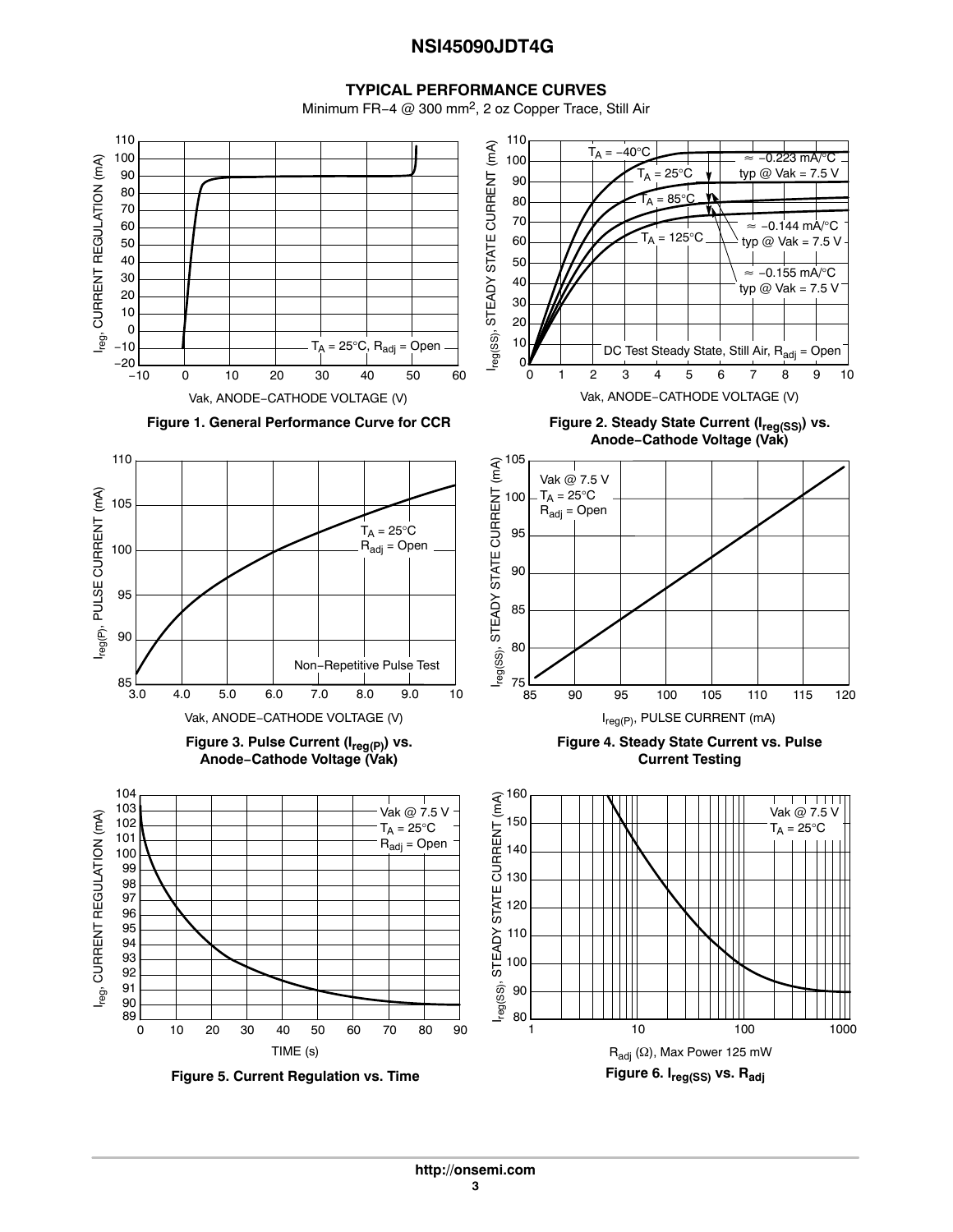## TYPICAL PERFORMANCE CURVES

Minimum FR−4 @ 300 mm², 2 oz Copper Trace, Still Air

$T_A$ = 25°C, $R_{adj}$ = Open

**Figure 1. General Performance Curve for CCR**

$T_A$ = −40°C, $T_A$ = 25°C, $T_A$ = 85°C, $T_A$ = 125°C

≈ −0.223 mA/°C typ @ Vak = 7.5 V

≈ −0.144 mA/°C typ @ Vak = 7.5 V

≈ −0.155 mA/°C typ @ Vak = 7.5 V

DC Test Steady State, Still Air, $R_{adj}$ = Open

**Figure 2. Steady State Current ($I_{reg(SS)}$) vs. Anode−Cathode Voltage (Vak)**

$T_A$ = 25°C, $R_{adj}$ = Open

Non−Repetitive Pulse Test

**Figure 3. Pulse Current ($I_{reg(P)}$) vs. Anode−Cathode Voltage (Vak)**

Vak @ 7.5 V, $T_A$ = 25°C, $R_{adj}$ = Open

**Figure 4. Steady State Current vs. Pulse Current Testing**

Vak @ 7.5 V, $T_A$ = 25°C, $R_{adj}$ = Open

**Figure 5. Current Regulation vs. Time**

Vak @ 7.5 V, $T_A$ = 25°C

$R_{adj}$ (Ω), Max Power 125 mW

**Figure 6. $I_{reg(SS)}$ vs. $R_{adj}$**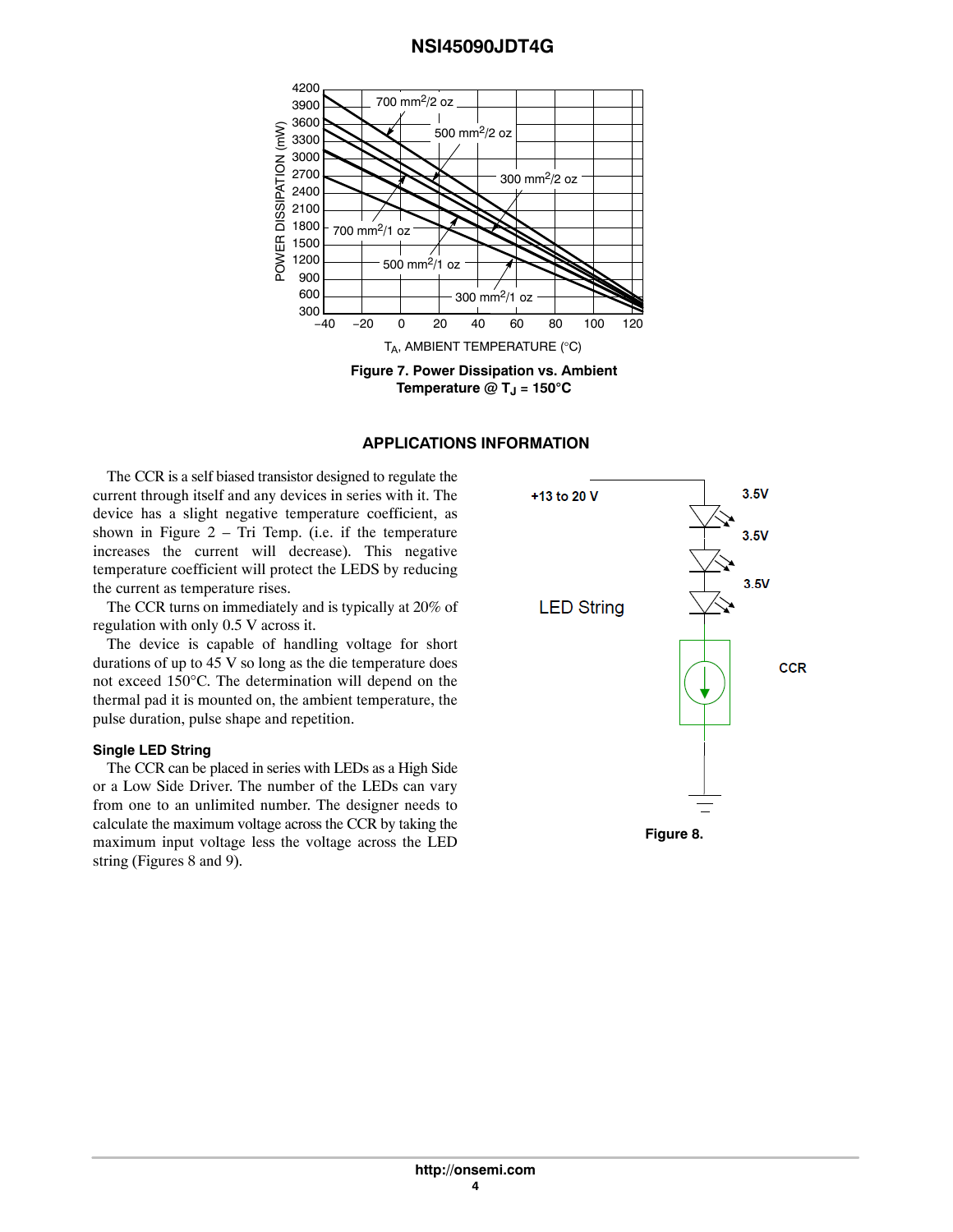Figure 7. Power Dissipation vs. Ambient Temperature @ $T_J$ = 150°C

## APPLICATIONS INFORMATION

The CCR is a self biased transistor designed to regulate the current through itself and any devices in series with it. The device has a slight negative temperature coefficient, as shown in Figure 2 – Tri Temp. (i.e. if the temperature increases the current will decrease). This negative temperature coefficient will protect the LEDS by reducing the current as temperature rises.

The CCR turns on immediately and is typically at 20% of regulation with only 0.5 V across it.

The device is capable of handling voltage for short durations of up to 45 V so long as the die temperature does not exceed 150°C. The determination will depend on the thermal pad it is mounted on, the ambient temperature, the pulse duration, pulse shape and repetition.

### Single LED String

The CCR can be placed in series with LEDs as a High Side or a Low Side Driver. The number of the LEDs can vary from one to an unlimited number. The designer needs to calculate the maximum voltage across the CCR by taking the maximum input voltage less the voltage across the LED string (Figures 8 and 9).

Figure 8.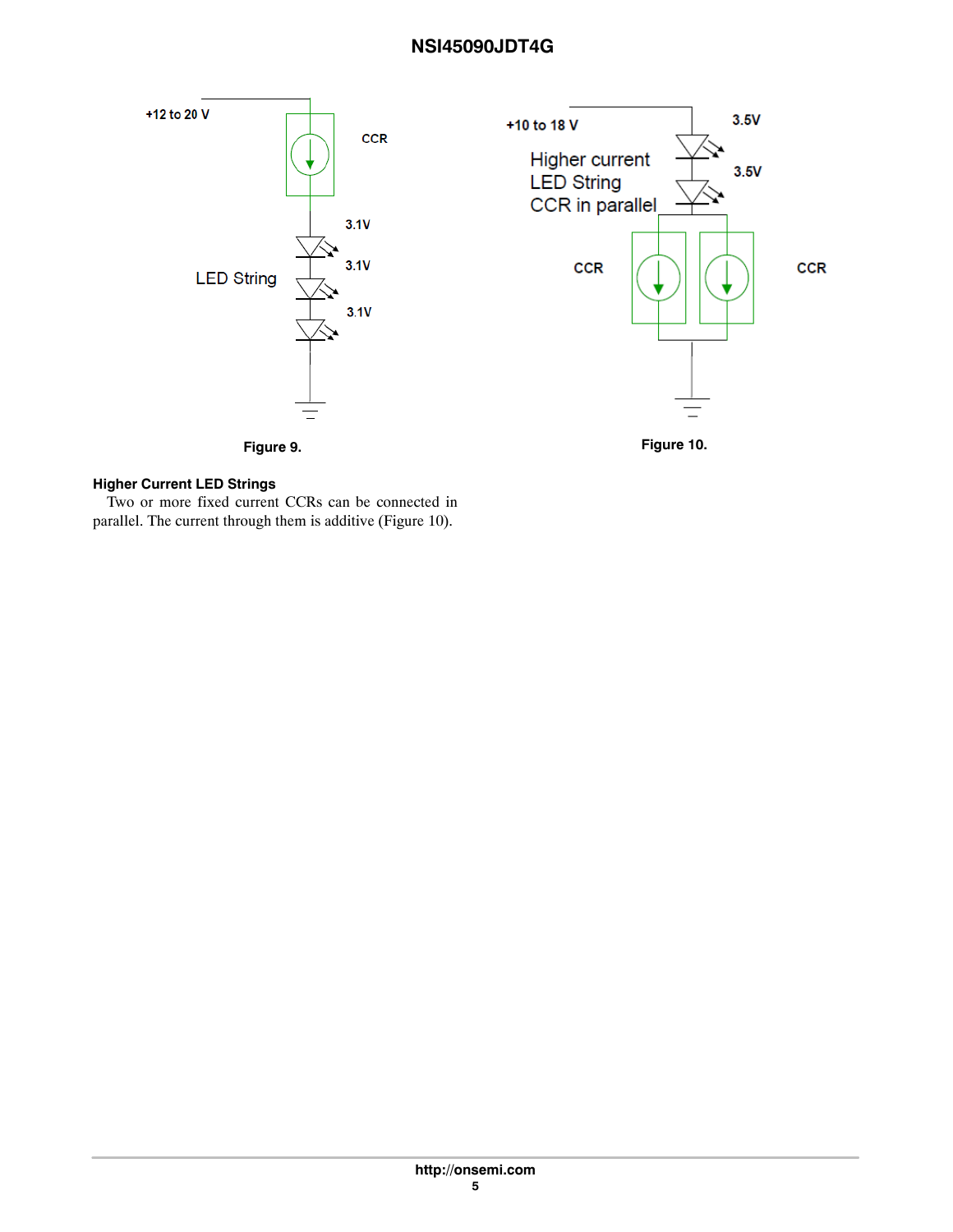Figure 9.

Figure 10.

#### Higher Current LED Strings

Two or more fixed current CCRs can be connected in parallel. The current through them is additive (Figure 10).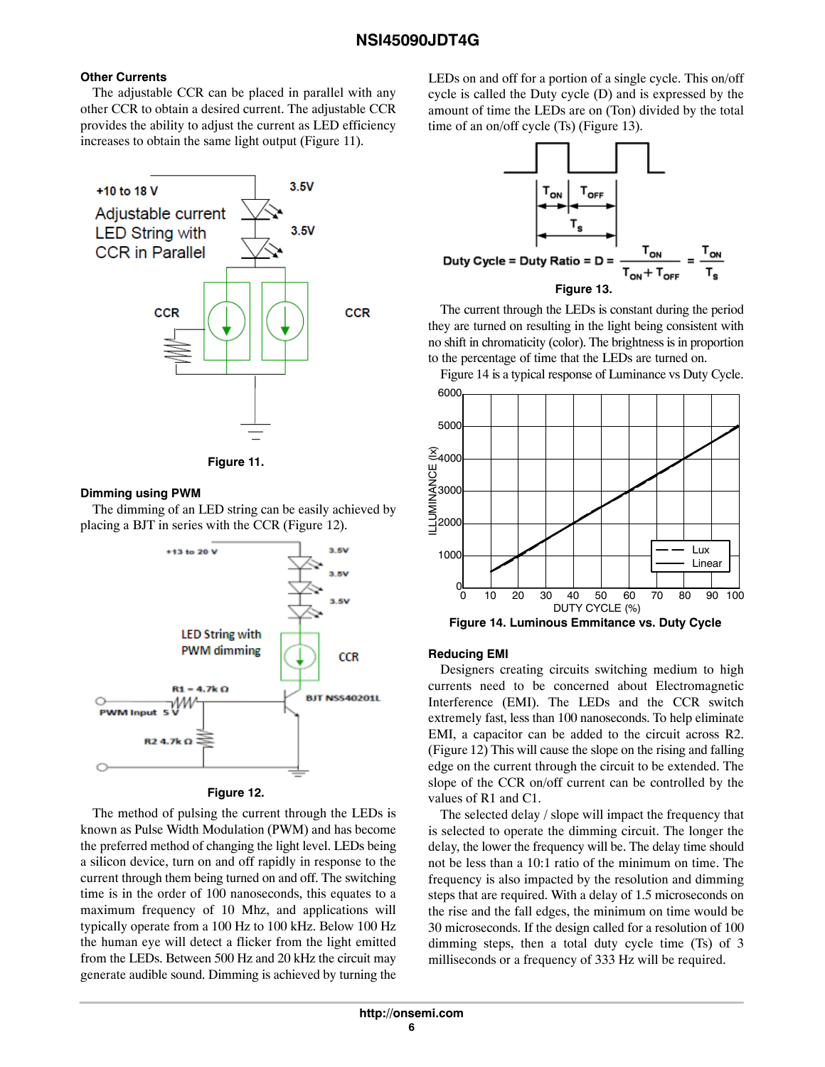### Other Currents

The adjustable CCR can be placed in parallel with any other CCR to obtain a desired current. The adjustable CCR provides the ability to adjust the current as LED efficiency increases to obtain the same light output (Figure 11).

Figure 11.

### Dimming using PWM

The dimming of an LED string can be easily achieved by placing a BJT in series with the CCR (Figure 12).

Figure 12.

The method of pulsing the current through the LEDs is known as Pulse Width Modulation (PWM) and has become the preferred method of changing the light level. LEDs being a silicon device, turn on and off rapidly in response to the current through them being turned on and off. The switching time is in the order of 100 nanoseconds, this equates to a maximum frequency of 10 Mhz, and applications will typically operate from a 100 Hz to 100 kHz. Below 100 Hz the human eye will detect a flicker from the light emitted from the LEDs. Between 500 Hz and 20 kHz the circuit may generate audible sound. Dimming is achieved by turning the LEDs on and off for a portion of a single cycle. This on/off cycle is called the Duty cycle (D) and is expressed by the amount of time the LEDs are on (Ton) divided by the total time of an on/off cycle (Ts) (Figure 13).

$$\text{Duty Cycle} = \text{Duty Ratio} = D = \frac{T_{ON}}{T_{ON} + T_{OFF}} = \frac{T_{ON}}{T_S}$$

Figure 13.

The current through the LEDs is constant during the period they are turned on resulting in the light being consistent with no shift in chromaticity (color). The brightness is in proportion to the percentage of time that the LEDs are turned on.

Figure 14 is a typical response of Luminance vs Duty Cycle.

Figure 14. Luminous Emmitance vs. Duty Cycle

### Reducing EMI

Designers creating circuits switching medium to high currents need to be concerned about Electromagnetic Interference (EMI). The LEDs and the CCR switch extremely fast, less than 100 nanoseconds. To help eliminate EMI, a capacitor can be added to the circuit across R2. (Figure 12) This will cause the slope on the rising and falling edge on the current through the circuit to be extended. The slope of the CCR on/off current can be controlled by the values of R1 and C1.

The selected delay / slope will impact the frequency that is selected to operate the dimming circuit. The longer the delay, the lower the frequency will be. The delay time should not be less than a 10:1 ratio of the minimum on time. The frequency is also impacted by the resolution and dimming steps that are required. With a delay of 1.5 microseconds on the rise and the fall edges, the minimum on time would be 30 microseconds. If the design called for a resolution of 100 dimming steps, then a total duty cycle time (Ts) of 3 milliseconds or a frequency of 333 Hz will be required.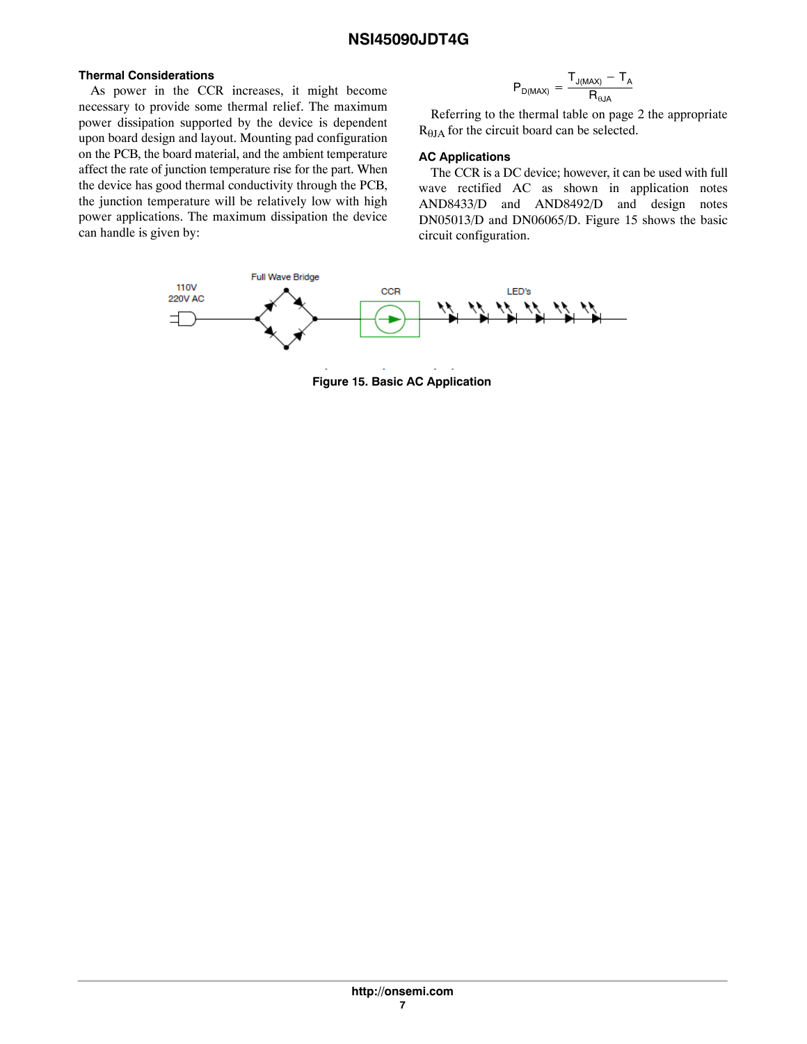### Thermal Considerations

As power in the CCR increases, it might become necessary to provide some thermal relief. The maximum power dissipation supported by the device is dependent upon board design and layout. Mounting pad configuration on the PCB, the board material, and the ambient temperature affect the rate of junction temperature rise for the part. When the device has good thermal conductivity through the PCB, the junction temperature will be relatively low with high power applications. The maximum dissipation the device can handle is given by:

$$P_{D(MAX)} = \frac{T_{J(MAX)} - T_A}{R_{\theta JA}}$$

Referring to the thermal table on page 2 the appropriate $R_{\theta JA}$ for the circuit board can be selected.

### AC Applications

The CCR is a DC device; however, it can be used with full wave rectified AC as shown in application notes AND8433/D and AND8492/D and design notes DN05013/D and DN06065/D. Figure 15 shows the basic circuit configuration.

110V
220V AC

Full Wave Bridge

CCR

LED's

**Figure 15. Basic AC Application**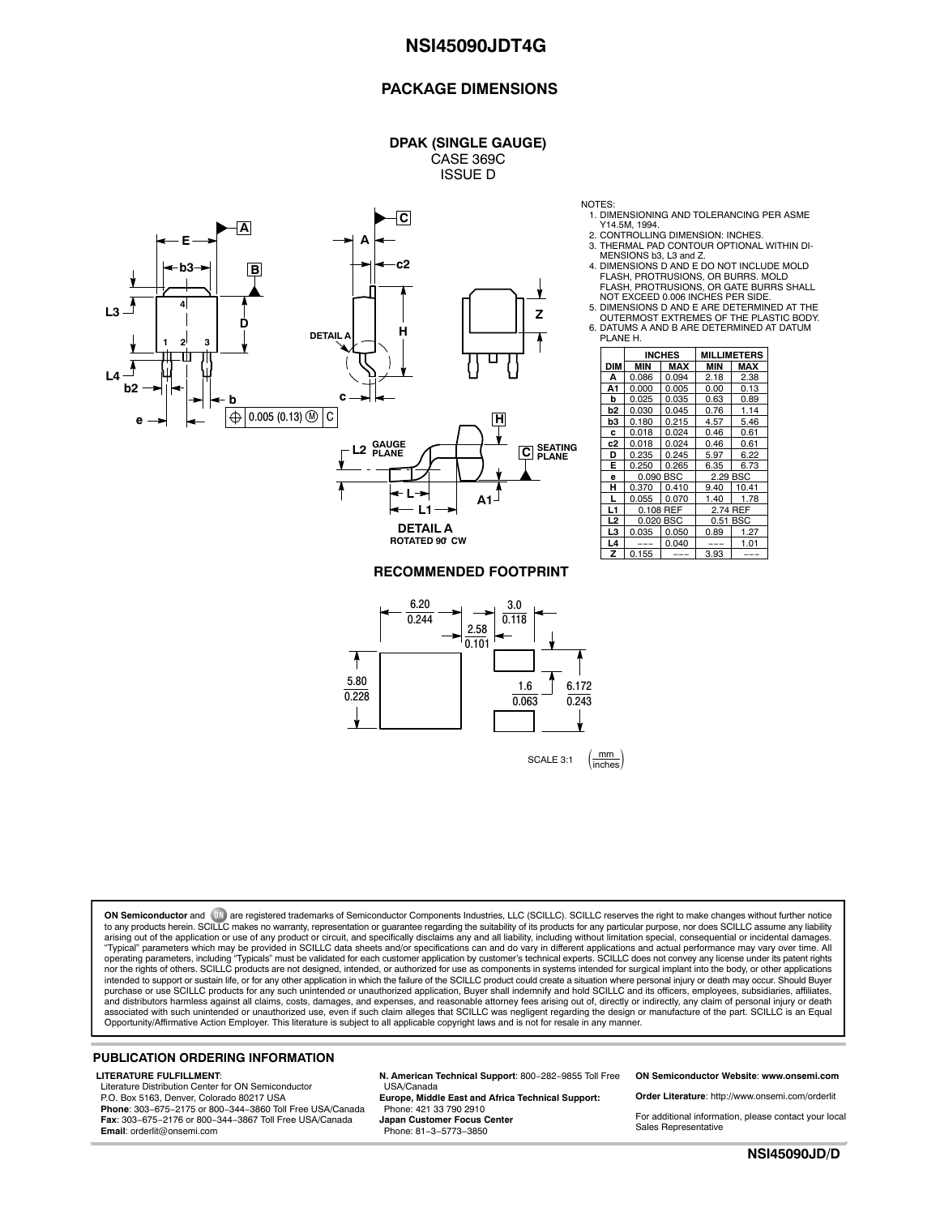## PACKAGE DIMENSIONS

**DPAK (SINGLE GAUGE)**
CASE 369C
ISSUE D

NOTES:
1. DIMENSIONING AND TOLERANCING PER ASME Y14.5M, 1994.
2. CONTROLLING DIMENSION: INCHES.
3. THERMAL PAD CONTOUR OPTIONAL WITHIN DIMENSIONS b3, L3 and Z.
4. DIMENSIONS D AND E DO NOT INCLUDE MOLD FLASH, PROTRUSIONS, OR BURRS. MOLD FLASH, PROTRUSIONS, OR GATE BURRS SHALL NOT EXCEED 0.006 INCHES PER SIDE.
5. DIMENSIONS D AND E ARE DETERMINED AT THE OUTERMOST EXTREMES OF THE PLASTIC BODY.
6. DATUMS A AND B ARE DETERMINED AT DATUM PLANE H.

| DIM | INCHES MIN | INCHES MAX | MILLIMETERS MIN | MILLIMETERS MAX |
|---|---|---|---|---|
| A | 0.086 | 0.094 | 2.18 | 2.38 |
| A1 | 0.000 | 0.005 | 0.00 | 0.13 |
| b | 0.025 | 0.035 | 0.63 | 0.89 |
| b2 | 0.030 | 0.045 | 0.76 | 1.14 |
| b3 | 0.180 | 0.215 | 4.57 | 5.46 |
| c | 0.018 | 0.024 | 0.46 | 0.61 |
| c2 | 0.018 | 0.024 | 0.46 | 0.61 |
| D | 0.235 | 0.245 | 5.97 | 6.22 |
| E | 0.250 | 0.265 | 6.35 | 6.73 |
| e | 0.090 BSC | | 2.29 BSC | |
| H | 0.370 | 0.410 | 9.40 | 10.41 |
| L | 0.055 | 0.070 | 1.40 | 1.78 |
| L1 | 0.108 REF | | 2.74 REF | |
| L2 | 0.020 BSC | | 0.51 BSC | |
| L3 | 0.035 | 0.050 | 0.89 | 1.27 |
| L4 | --- | 0.040 | --- | 1.01 |
| Z | 0.155 | --- | 3.93 | --- |

DETAIL A
ROTATED 90° CW

### RECOMMENDED FOOTPRINT

6.20 / 0.244
3.0 / 0.118
2.58 / 0.101
5.80 / 0.228
1.6 / 0.063
6.172 / 0.243

SCALE 3:1 (mm / inches)

**ON Semiconductor** and ON are registered trademarks of Semiconductor Components Industries, LLC (SCILLC). SCILLC reserves the right to make changes without further notice to any products herein. SCILLC makes no warranty, representation or guarantee regarding the suitability of its products for any particular purpose, nor does SCILLC assume any liability arising out of the application or use of any product or circuit, and specifically disclaims any and all liability, including without limitation special, consequential or incidental damages. "Typical" parameters which may be provided in SCILLC data sheets and/or specifications can and do vary in different applications and actual performance may vary over time. All operating parameters, including "Typicals" must be validated for each customer application by customer's technical experts. SCILLC does not convey any license under its patent rights nor the rights of others. SCILLC products are not designed, intended, or authorized for use as components in systems intended for surgical implant into the body, or other applications intended to support or sustain life, or for any other application in which the failure of the SCILLC product could create a situation where personal injury or death may occur. Should Buyer purchase or use SCILLC products for any such unintended or unauthorized application, Buyer shall indemnify and hold SCILLC and its officers, employees, subsidiaries, affiliates, and distributors harmless against all claims, costs, damages, and expenses, and reasonable attorney fees arising out of, directly or indirectly, any claim of personal injury or death associated with such unintended or unauthorized use, even if such claim alleges that SCILLC was negligent regarding the design or manufacture of the part. SCILLC is an Equal Opportunity/Affirmative Action Employer. This literature is subject to all applicable copyright laws and is not for resale in any manner.

### PUBLICATION ORDERING INFORMATION

**LITERATURE FULFILLMENT**:
Literature Distribution Center for ON Semiconductor
P.O. Box 5163, Denver, Colorado 80217 USA
**Phone**: 303−675−2175 or 800−344−3860 Toll Free USA/Canada
**Fax**: 303−675−2176 or 800−344−3867 Toll Free USA/Canada
**Email**: orderlit@onsemi.com

**N. American Technical Support**: 800−282−9855 Toll Free USA/Canada
**Europe, Middle East and Africa Technical Support:**
Phone: 421 33 790 2910
**Japan Customer Focus Center**
Phone: 81−3−5773−3850

**ON Semiconductor Website**: **www.onsemi.com**

**Order Literature**: http://www.onsemi.com/orderlit

For additional information, please contact your local Sales Representative

**NSI45090JD/D**